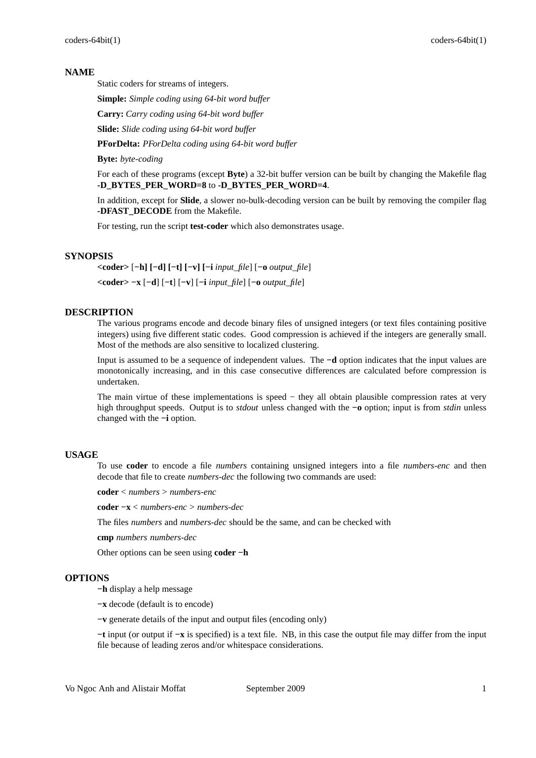## NAME

Static coders for streams of integers.

**Simple:** *Simple coding using 64-bit word buffer*

**Carry:** *Carry coding using 64-bit word buffer*

**Slide:** *Slide coding using 64-bit word buffer*

**PForDelta:** *PForDelta coding using 64-bit word buffer*

**Byte:** *byte-coding*

For each of these programs (except **Byte**) a 32-bit buffer version can be built by changing the Makefile flag **-D_BYTES_PER_WORD=8** to **-D_BYTES_PER_WORD=4**.

In addition, except for **Slide**, a slower no-bulk-decoding version can be built by removing the compiler flag **-DFAST_DECODE** from the Makefile.

For testing, run the script **test-coder** which also demonstrates usage.

## SYNOPSIS

**<coder>** [**−h] [−d] [−t] [−v] [−i** *input_file*] [**−o** *output_file*]

**<coder> −x** [**−d**] [**−t**] [**−v**] [**−i** *input_file*] [**−o** *output_file*]

## DESCRIPTION

The various programs encode and decode binary files of unsigned integers (or text files containing positive integers) using five different static codes. Good compression is achieved if the integers are generally small. Most of the methods are also sensitive to localized clustering.

Input is assumed to be a sequence of independent values. The **−d** option indicates that the input values are monotonically increasing, and in this case consecutive differences are calculated before compression is undertaken.

The main virtue of these implementations is speed − they all obtain plausible compression rates at very high throughput speeds. Output is to *stdout* unless changed with the **−o** option; input is from *stdin* unless changed with the **−i** option.

## USAGE

To use **coder** to encode a file *numbers* containing unsigned integers into a file *numbers-enc* and then decode that file to create *numbers-dec* the following two commands are used:

**coder** < *numbers* > *numbers-enc*

**coder −x** < *numbers-enc* > *numbers-dec*

The files *numbers* and *numbers-dec* should be the same, and can be checked with

**cmp** *numbers numbers-dec*

Other options can be seen using **coder −h**

## OPTIONS

**−h** display a help message

**−x** decode (default is to encode)

**−v** generate details of the input and output files (encoding only)

**−t** input (or output if **−x** is specified) is a text file. NB, in this case the output file may differ from the input file because of leading zeros and/or whitespace considerations.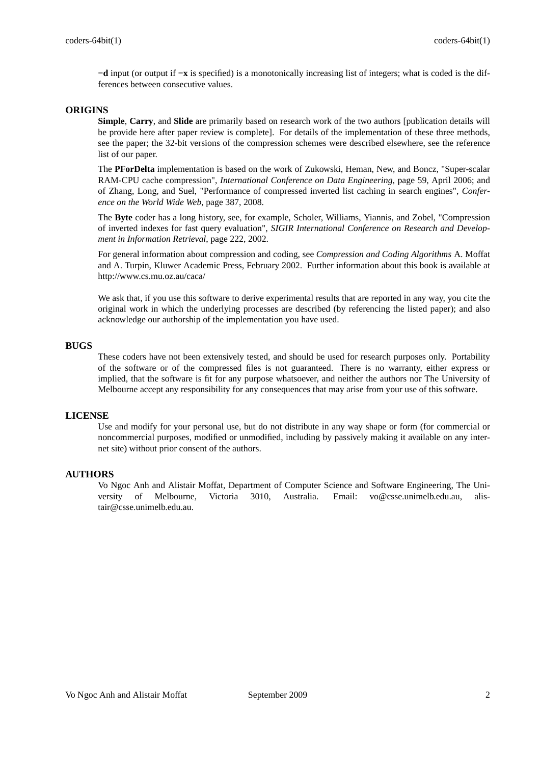**−d** input (or output if **−x** is specified) is a monotonically increasing list of integers; what is coded is the differences between consecutive values.

## ORIGINS

**Simple**, **Carry**, and **Slide** are primarily based on research work of the two authors [publication details will be provide here after paper review is complete]. For details of the implementation of these three methods, see the paper; the 32-bit versions of the compression schemes were described elsewhere, see the reference list of our paper.

The **PForDelta** implementation is based on the work of Zukowski, Heman, New, and Boncz, "Super-scalar RAM-CPU cache compression", *International Conference on Data Engineering*, page 59, April 2006; and of Zhang, Long, and Suel, "Performance of compressed inverted list caching in search engines", *Conference on the World Wide Web*, page 387, 2008.

The **Byte** coder has a long history, see, for example, Scholer, Williams, Yiannis, and Zobel, "Compression of inverted indexes for fast query evaluation", *SIGIR International Conference on Research and Development in Information Retrieval*, page 222, 2002.

For general information about compression and coding, see *Compression and Coding Algorithms* A. Moffat and A. Turpin, Kluwer Academic Press, February 2002. Further information about this book is available at http://www.cs.mu.oz.au/caca/

We ask that, if you use this software to derive experimental results that are reported in any way, you cite the original work in which the underlying processes are described (by referencing the listed paper); and also acknowledge our authorship of the implementation you have used.

## BUGS

These coders have not been extensively tested, and should be used for research purposes only. Portability of the software or of the compressed files is not guaranteed. There is no warranty, either express or implied, that the software is fit for any purpose whatsoever, and neither the authors nor The University of Melbourne accept any responsibility for any consequences that may arise from your use of this software.

## LICENSE

Use and modify for your personal use, but do not distribute in any way shape or form (for commercial or noncommercial purposes, modified or unmodified, including by passively making it available on any internet site) without prior consent of the authors.

## AUTHORS

Vo Ngoc Anh and Alistair Moffat, Department of Computer Science and Software Engineering, The University of Melbourne, Victoria 3010, Australia. Email: vo@csse.unimelb.edu.au, alistair@csse.unimelb.edu.au.